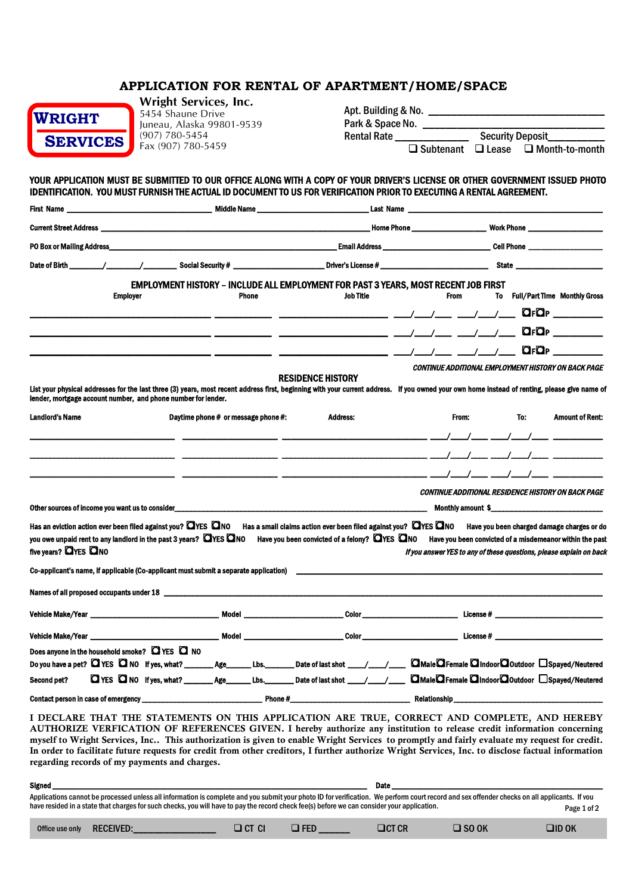# APPLICATION FOR RENTAL OF APARTMENT/HOME/SPACE

**WRIGHT SERVICES**

**Wright Services, Inc.**
5454 Shaune Drive
Juneau, Alaska 99801-9539
(907) 780-5454
Fax (907) 780-5459

Apt. Building & No. ______________________________
Park & Space No. ______________________________
Rental Rate ______________ Security Deposit__________
☐ Subtenant ☐ Lease ☐ Month-to-month

**YOUR APPLICATION MUST BE SUBMITTED TO OUR OFFICE ALONG WITH A COPY OF YOUR DRIVER'S LICENSE OR OTHER GOVERNMENT ISSUED PHOTO IDENTIFICATION. YOU MUST FURNISH THE ACTUAL ID DOCUMENT TO US FOR VERIFICATION PRIOR TO EXECUTING A RENTAL AGREEMENT.**

First Name ______________________ Middle Name ______________________ Last Name ______________________

Current Street Address ______________________________________ Home Phone ______________ Work Phone ______________

PO Box or Mailing Address______________________________________ Email Address ______________ Cell Phone ______________

Date of Birth ______/______/______ Social Security # ______________ Driver's License # ______________ State ______________

## EMPLOYMENT HISTORY – INCLUDE ALL EMPLOYMENT FOR PAST 3 YEARS, MOST RECENT JOB FIRST

| Employer | Phone | Job Title | From | To | Full/Part Time | Monthly Gross |
|---|---|---|---|---|---|---|
| | | | ___/___/___ | ___/___/___ | ☐F☐P | |
| | | | ___/___/___ | ___/___/___ | ☐F☐P | |
| | | | ___/___/___ | ___/___/___ | ☐F☐P | |

*CONTINUE ADDITIONAL EMPLOYMENT HISTORY ON BACK PAGE*

## RESIDENCE HISTORY

List your physical addresses for the last three (3) years, most recent address first, beginning with your current address. If you owned your own home instead of renting, please give name of lender, mortgage account number, and phone number for lender.

| Landlord's Name | Daytime phone # or message phone #: | Address: | From: | To: | Amount of Rent: |
|---|---|---|---|---|---|
| | | | ___/___/___ | ___/___/___ | |
| | | | ___/___/___ | ___/___/___ | |
| | | | ___/___/___ | ___/___/___ | |

*CONTINUE ADDITIONAL RESIDENCE HISTORY ON BACK PAGE*

Other sources of income you want us to consider______________________________________ Monthly amount $______________

Has an eviction action ever been filed against you? ☐YES ☐NO Has a small claims action ever been filed against you? ☐YES ☐NO Have you been charged damage charges or do you owe unpaid rent to any landlord in the past 3 years? ☐YES ☐NO Have you been convicted of a felony? ☐YES ☐NO Have you been convicted of a misdemeanor within the past five years? ☐YES ☐NO *If you answer YES to any of these questions, please explain on back*

Co-applicant's name, if applicable (Co-applicant must submit a separate application) ______________________________________

Names of all proposed occupants under 18 ______________________________________

Vehicle Make/Year ______________ Model ______________ Color ______________ License # ______________

Vehicle Make/Year ______________ Model ______________ Color ______________ License # ______________

Does anyone in the household smoke? ☐ YES ☐ NO

Do you have a pet? ☐ YES ☐ NO If yes, what? _______ Age______ Lbs.______ Date of last shot ____/____/____ ☐Male☐Female ☐Indoor☐Outdoor ☐Spayed/Neutered

Second pet? ☐ YES ☐ NO If yes, what? _______ Age______ Lbs.______ Date of last shot ____/____/____ ☐Male☐Female ☐Indoor☐Outdoor ☐Spayed/Neutered

Contact person in case of emergency ______________________ Phone # ______________________ Relationship______________________

**I DECLARE THAT THE STATEMENTS ON THIS APPLICATION ARE TRUE, CORRECT AND COMPLETE, AND HEREBY AUTHORIZE VERFICATION OF REFERENCES GIVEN. I hereby authorize any institution to release credit information concerning myself to Wright Services, Inc.. This authorization is given to enable Wright Services to promptly and fairly evaluate my request for credit. In order to facilitate future requests for credit from other creditors, I further authorize Wright Services, Inc. to disclose factual information regarding records of my payments and charges.**

Signed ______________________________________________ Date ______________________

Applications cannot be processed unless all information is complete and you submit your photo ID for verification. We perform court record and sex offender checks on all applicants. If you have resided in a state that charges for such checks, you will have to pay the record check fee(s) before we can consider your application.

Office use only RECEIVED:______________ ☐ CT CI ☐ FED ______ ☐CT CR ☐ SO OK ☐ID OK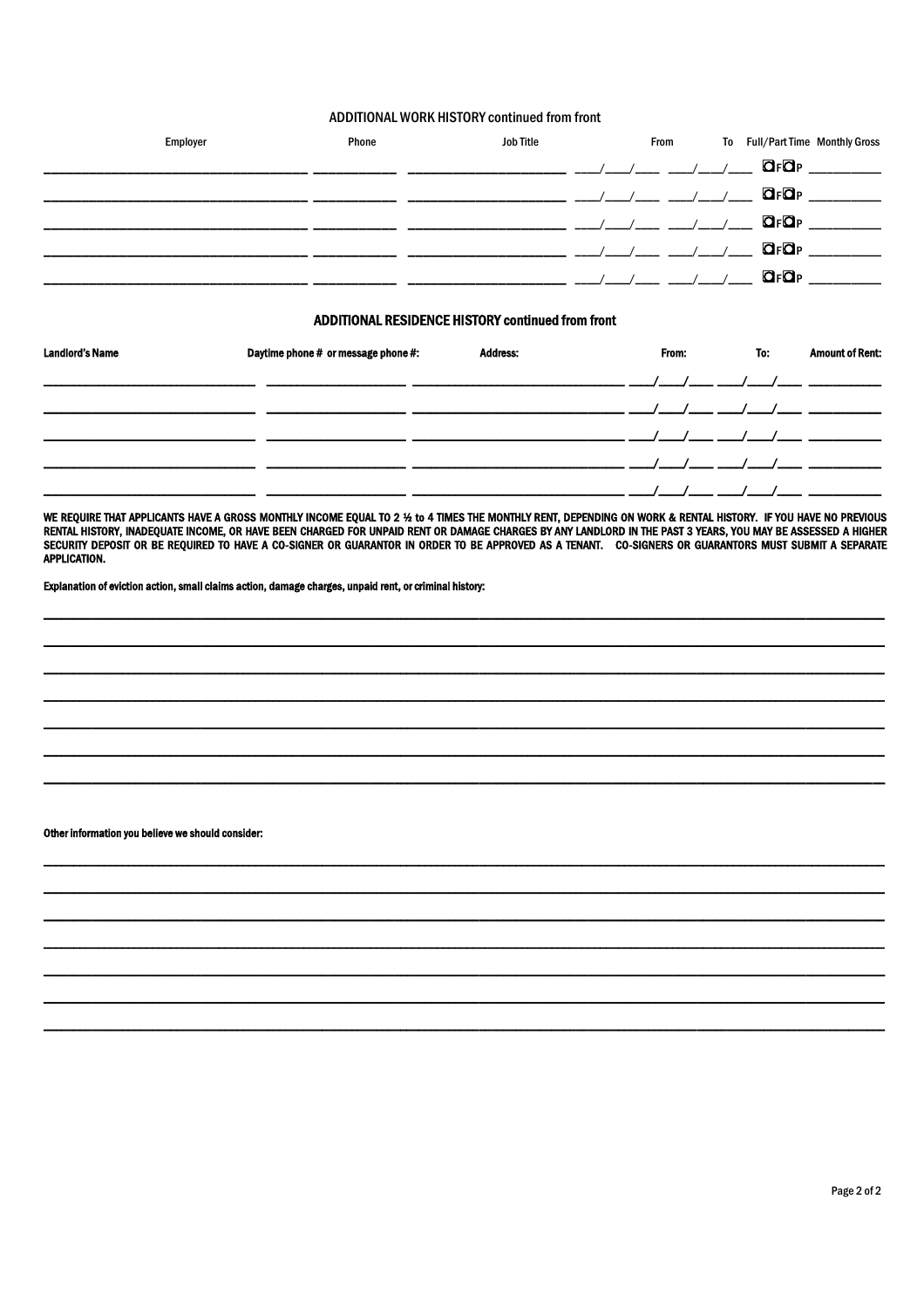## ADDITIONAL WORK HISTORY continued from front

| Employer | Phone | Job Title | From | To | Full/Part Time | Monthly Gross |
|---|---|---|---|---|---|---|
| | | | ___/___/___ | ___/___/___ | ☐F ☐P | |
| | | | ___/___/___ | ___/___/___ | ☐F ☐P | |
| | | | ___/___/___ | ___/___/___ | ☐F ☐P | |
| | | | ___/___/___ | ___/___/___ | ☐F ☐P | |
| | | | ___/___/___ | ___/___/___ | ☐F ☐P | |

## ADDITIONAL RESIDENCE HISTORY continued from front

| Landlord's Name | Daytime phone # or message phone #: | Address: | From: | To: | Amount of Rent: |
|---|---|---|---|---|---|
| | | | ___/___/___ | ___/___/___ | |
| | | | ___/___/___ | ___/___/___ | |
| | | | ___/___/___ | ___/___/___ | |
| | | | ___/___/___ | ___/___/___ | |
| | | | ___/___/___ | ___/___/___ | |

**WE REQUIRE THAT APPLICANTS HAVE A GROSS MONTHLY INCOME EQUAL TO 2 ½ to 4 TIMES THE MONTHLY RENT, DEPENDING ON WORK & RENTAL HISTORY. IF YOU HAVE NO PREVIOUS RENTAL HISTORY, INADEQUATE INCOME, OR HAVE BEEN CHARGED FOR UNPAID RENT OR DAMAGE CHARGES BY ANY LANDLORD IN THE PAST 3 YEARS, YOU MAY BE ASSESSED A HIGHER SECURITY DEPOSIT OR BE REQUIRED TO HAVE A CO-SIGNER OR GUARANTOR IN ORDER TO BE APPROVED AS A TENANT. CO-SIGNERS OR GUARANTORS MUST SUBMIT A SEPARATE APPLICATION.**

**Explanation of eviction action, small claims action, damage charges, unpaid rent, or criminal history:**

_______________________________________________________________________________

_______________________________________________________________________________

_______________________________________________________________________________

_______________________________________________________________________________

_______________________________________________________________________________

_______________________________________________________________________________

_______________________________________________________________________________

**Other information you believe we should consider:**

_______________________________________________________________________________

_______________________________________________________________________________

_______________________________________________________________________________

_______________________________________________________________________________

_______________________________________________________________________________

_______________________________________________________________________________

_______________________________________________________________________________